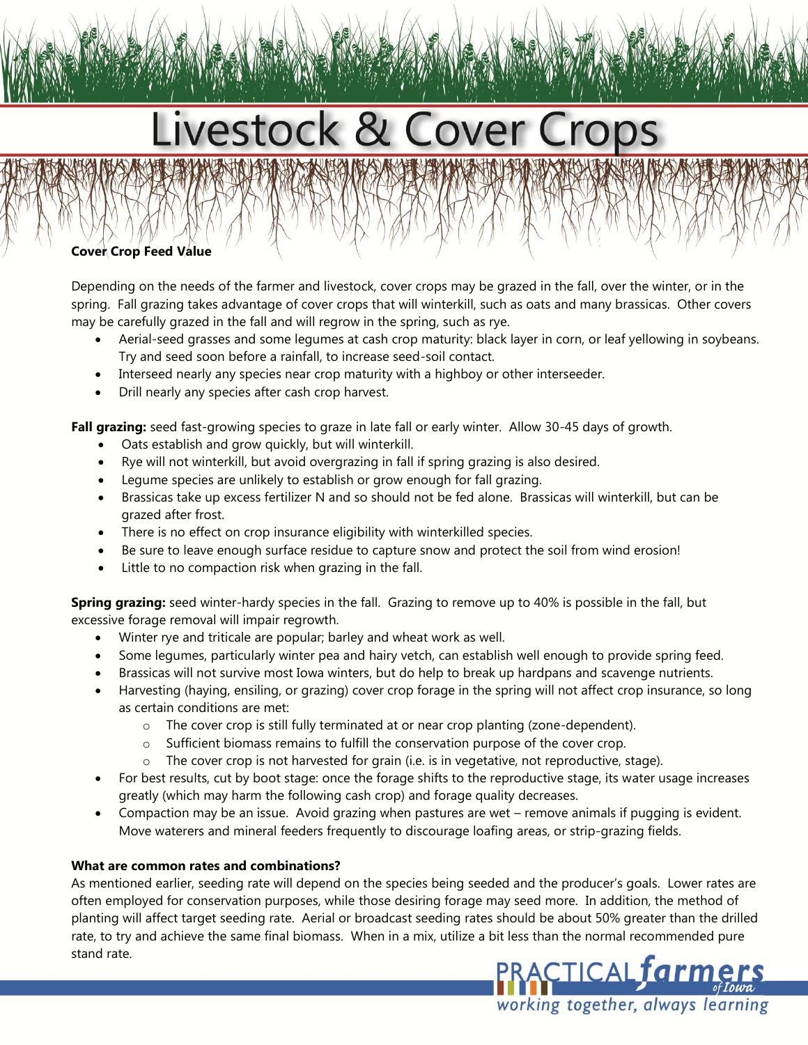# Livestock & Cover Crops

**Cover Crop Feed Value**

Depending on the needs of the farmer and livestock, cover crops may be grazed in the fall, over the winter, or in the spring. Fall grazing takes advantage of cover crops that will winterkill, such as oats and many brassicas. Other covers may be carefully grazed in the fall and will regrow in the spring, such as rye.

- Aerial-seed grasses and some legumes at cash crop maturity: black layer in corn, or leaf yellowing in soybeans. Try and seed soon before a rainfall, to increase seed-soil contact.
- Interseed nearly any species near crop maturity with a highboy or other interseeder.
- Drill nearly any species after cash crop harvest.

**Fall grazing:** seed fast-growing species to graze in late fall or early winter. Allow 30-45 days of growth.

- Oats establish and grow quickly, but will winterkill.
- Rye will not winterkill, but avoid overgrazing in fall if spring grazing is also desired.
- Legume species are unlikely to establish or grow enough for fall grazing.
- Brassicas take up excess fertilizer N and so should not be fed alone. Brassicas will winterkill, but can be grazed after frost.
- There is no effect on crop insurance eligibility with winterkilled species.
- Be sure to leave enough surface residue to capture snow and protect the soil from wind erosion!
- Little to no compaction risk when grazing in the fall.

**Spring grazing:** seed winter-hardy species in the fall. Grazing to remove up to 40% is possible in the fall, but excessive forage removal will impair regrowth.

- Winter rye and triticale are popular; barley and wheat work as well.
- Some legumes, particularly winter pea and hairy vetch, can establish well enough to provide spring feed.
- Brassicas will not survive most Iowa winters, but do help to break up hardpans and scavenge nutrients.
- Harvesting (haying, ensiling, or grazing) cover crop forage in the spring will not affect crop insurance, so long as certain conditions are met:
  - The cover crop is still fully terminated at or near crop planting (zone-dependent).
  - Sufficient biomass remains to fulfill the conservation purpose of the cover crop.
  - The cover crop is not harvested for grain (i.e. is in vegetative, not reproductive, stage).
- For best results, cut by boot stage: once the forage shifts to the reproductive stage, its water usage increases greatly (which may harm the following cash crop) and forage quality decreases.
- Compaction may be an issue. Avoid grazing when pastures are wet – remove animals if pugging is evident. Move waterers and mineral feeders frequently to discourage loafing areas, or strip-grazing fields.

**What are common rates and combinations?**

As mentioned earlier, seeding rate will depend on the species being seeded and the producer's goals. Lower rates are often employed for conservation purposes, while those desiring forage may seed more. In addition, the method of planting will affect target seeding rate. Aerial or broadcast seeding rates should be about 50% greater than the drilled rate, to try and achieve the same final biomass. When in a mix, utilize a bit less than the normal recommended pure stand rate.

PRACTICAL farmers of Iowa — working together, always learning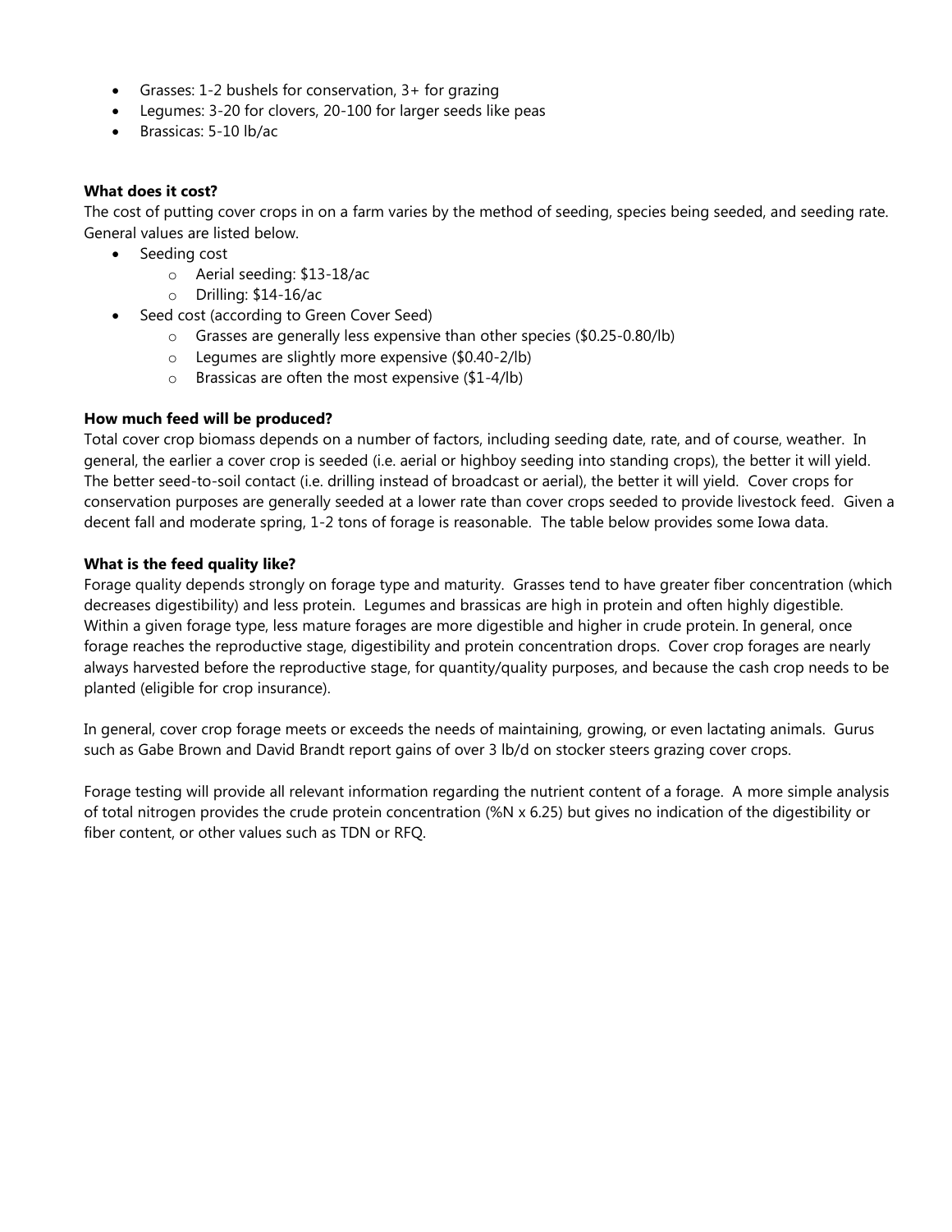- Grasses: 1-2 bushels for conservation, 3+ for grazing
- Legumes: 3-20 for clovers, 20-100 for larger seeds like peas
- Brassicas: 5-10 lb/ac

**What does it cost?**

The cost of putting cover crops in on a farm varies by the method of seeding, species being seeded, and seeding rate. General values are listed below.

- Seeding cost
  - Aerial seeding: $13-18/ac
  - Drilling: $14-16/ac
- Seed cost (according to Green Cover Seed)
  - Grasses are generally less expensive than other species ($0.25-0.80/lb)
  - Legumes are slightly more expensive ($0.40-2/lb)
  - Brassicas are often the most expensive ($1-4/lb)

**How much feed will be produced?**

Total cover crop biomass depends on a number of factors, including seeding date, rate, and of course, weather. In general, the earlier a cover crop is seeded (i.e. aerial or highboy seeding into standing crops), the better it will yield. The better seed-to-soil contact (i.e. drilling instead of broadcast or aerial), the better it will yield. Cover crops for conservation purposes are generally seeded at a lower rate than cover crops seeded to provide livestock feed. Given a decent fall and moderate spring, 1-2 tons of forage is reasonable. The table below provides some Iowa data.

**What is the feed quality like?**

Forage quality depends strongly on forage type and maturity. Grasses tend to have greater fiber concentration (which decreases digestibility) and less protein. Legumes and brassicas are high in protein and often highly digestible. Within a given forage type, less mature forages are more digestible and higher in crude protein. In general, once forage reaches the reproductive stage, digestibility and protein concentration drops. Cover crop forages are nearly always harvested before the reproductive stage, for quantity/quality purposes, and because the cash crop needs to be planted (eligible for crop insurance).

In general, cover crop forage meets or exceeds the needs of maintaining, growing, or even lactating animals. Gurus such as Gabe Brown and David Brandt report gains of over 3 lb/d on stocker steers grazing cover crops.

Forage testing will provide all relevant information regarding the nutrient content of a forage. A more simple analysis of total nitrogen provides the crude protein concentration (%N x 6.25) but gives no indication of the digestibility or fiber content, or other values such as TDN or RFQ.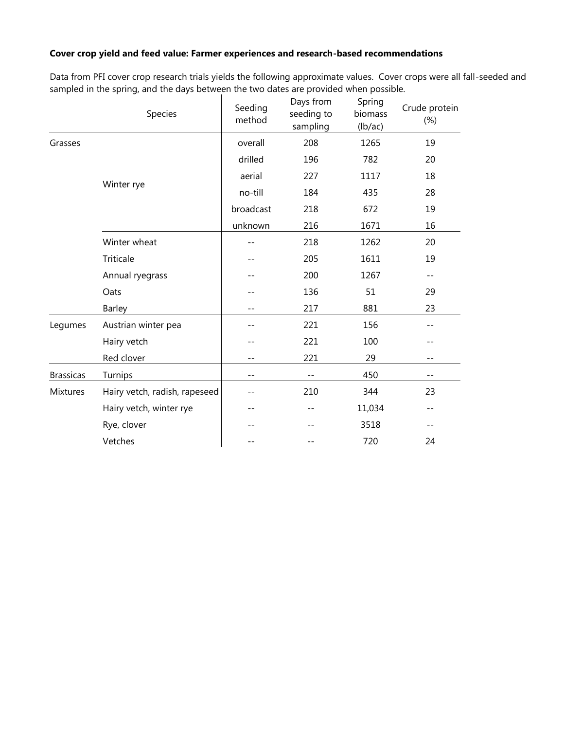**Cover crop yield and feed value: Farmer experiences and research-based recommendations**

Data from PFI cover crop research trials yields the following approximate values. Cover crops were all fall-seeded and sampled in the spring, and the days between the two dates are provided when possible.

| | Species | Seeding method | Days from seeding to sampling | Spring biomass (lb/ac) | Crude protein (%) |
|---|---|---|---|---|---|
| Grasses | Winter rye | overall | 208 | 1265 | 19 |
| | | drilled | 196 | 782 | 20 |
| | | aerial | 227 | 1117 | 18 |
| | | no-till | 184 | 435 | 28 |
| | | broadcast | 218 | 672 | 19 |
| | | unknown | 216 | 1671 | 16 |
| | Winter wheat | -- | 218 | 1262 | 20 |
| | Triticale | -- | 205 | 1611 | 19 |
| | Annual ryegrass | -- | 200 | 1267 | -- |
| | Oats | -- | 136 | 51 | 29 |
| | Barley | -- | 217 | 881 | 23 |
| Legumes | Austrian winter pea | -- | 221 | 156 | -- |
| | Hairy vetch | -- | 221 | 100 | -- |
| | Red clover | -- | 221 | 29 | -- |
| Brassicas | Turnips | -- | -- | 450 | -- |
| Mixtures | Hairy vetch, radish, rapeseed | -- | 210 | 344 | 23 |
| | Hairy vetch, winter rye | -- | -- | 11,034 | -- |
| | Rye, clover | -- | -- | 3518 | -- |
| | Vetches | -- | -- | 720 | 24 |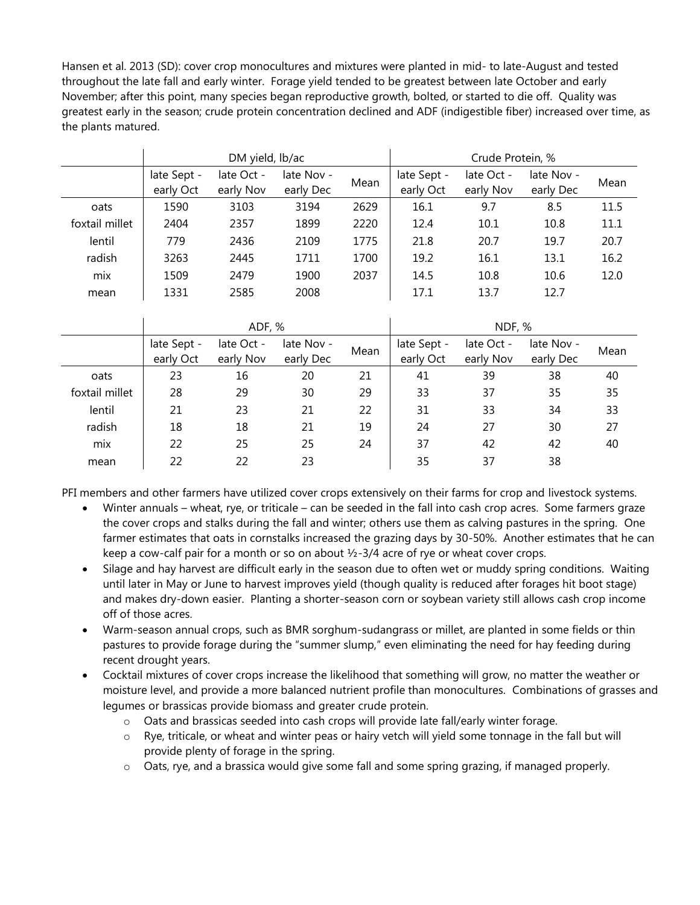Hansen et al. 2013 (SD): cover crop monocultures and mixtures were planted in mid- to late-August and tested throughout the late fall and early winter. Forage yield tended to be greatest between late October and early November; after this point, many species began reproductive growth, bolted, or started to die off. Quality was greatest early in the season; crude protein concentration declined and ADF (indigestible fiber) increased over time, as the plants matured.

| | DM yield, lb/ac | | | | Crude Protein, % | | | |
|---|---|---|---|---|---|---|---|---|
| | late Sept - early Oct | late Oct - early Nov | late Nov - early Dec | Mean | late Sept - early Oct | late Oct - early Nov | late Nov - early Dec | Mean |
| oats | 1590 | 3103 | 3194 | 2629 | 16.1 | 9.7 | 8.5 | 11.5 |
| foxtail millet | 2404 | 2357 | 1899 | 2220 | 12.4 | 10.1 | 10.8 | 11.1 |
| lentil | 779 | 2436 | 2109 | 1775 | 21.8 | 20.7 | 19.7 | 20.7 |
| radish | 3263 | 2445 | 1711 | 1700 | 19.2 | 16.1 | 13.1 | 16.2 |
| mix | 1509 | 2479 | 1900 | 2037 | 14.5 | 10.8 | 10.6 | 12.0 |
| mean | 1331 | 2585 | 2008 | | 17.1 | 13.7 | 12.7 | |

| | ADF, % | | | | NDF, % | | | |
|---|---|---|---|---|---|---|---|---|
| | late Sept - early Oct | late Oct - early Nov | late Nov - early Dec | Mean | late Sept - early Oct | late Oct - early Nov | late Nov - early Dec | Mean |
| oats | 23 | 16 | 20 | 21 | 41 | 39 | 38 | 40 |
| foxtail millet | 28 | 29 | 30 | 29 | 33 | 37 | 35 | 35 |
| lentil | 21 | 23 | 21 | 22 | 31 | 33 | 34 | 33 |
| radish | 18 | 18 | 21 | 19 | 24 | 27 | 30 | 27 |
| mix | 22 | 25 | 25 | 24 | 37 | 42 | 42 | 40 |
| mean | 22 | 22 | 23 | | 35 | 37 | 38 | |

PFI members and other farmers have utilized cover crops extensively on their farms for crop and livestock systems.

- Winter annuals – wheat, rye, or triticale – can be seeded in the fall into cash crop acres. Some farmers graze the cover crops and stalks during the fall and winter; others use them as calving pastures in the spring. One farmer estimates that oats in cornstalks increased the grazing days by 30-50%. Another estimates that he can keep a cow-calf pair for a month or so on about ½-3/4 acre of rye or wheat cover crops.
- Silage and hay harvest are difficult early in the season due to often wet or muddy spring conditions. Waiting until later in May or June to harvest improves yield (though quality is reduced after forages hit boot stage) and makes dry-down easier. Planting a shorter-season corn or soybean variety still allows cash crop income off of those acres.
- Warm-season annual crops, such as BMR sorghum-sudangrass or millet, are planted in some fields or thin pastures to provide forage during the "summer slump," even eliminating the need for hay feeding during recent drought years.
- Cocktail mixtures of cover crops increase the likelihood that something will grow, no matter the weather or moisture level, and provide a more balanced nutrient profile than monocultures. Combinations of grasses and legumes or brassicas provide biomass and greater crude protein.
  - Oats and brassicas seeded into cash crops will provide late fall/early winter forage.
  - Rye, triticale, or wheat and winter peas or hairy vetch will yield some tonnage in the fall but will provide plenty of forage in the spring.
  - Oats, rye, and a brassica would give some fall and some spring grazing, if managed properly.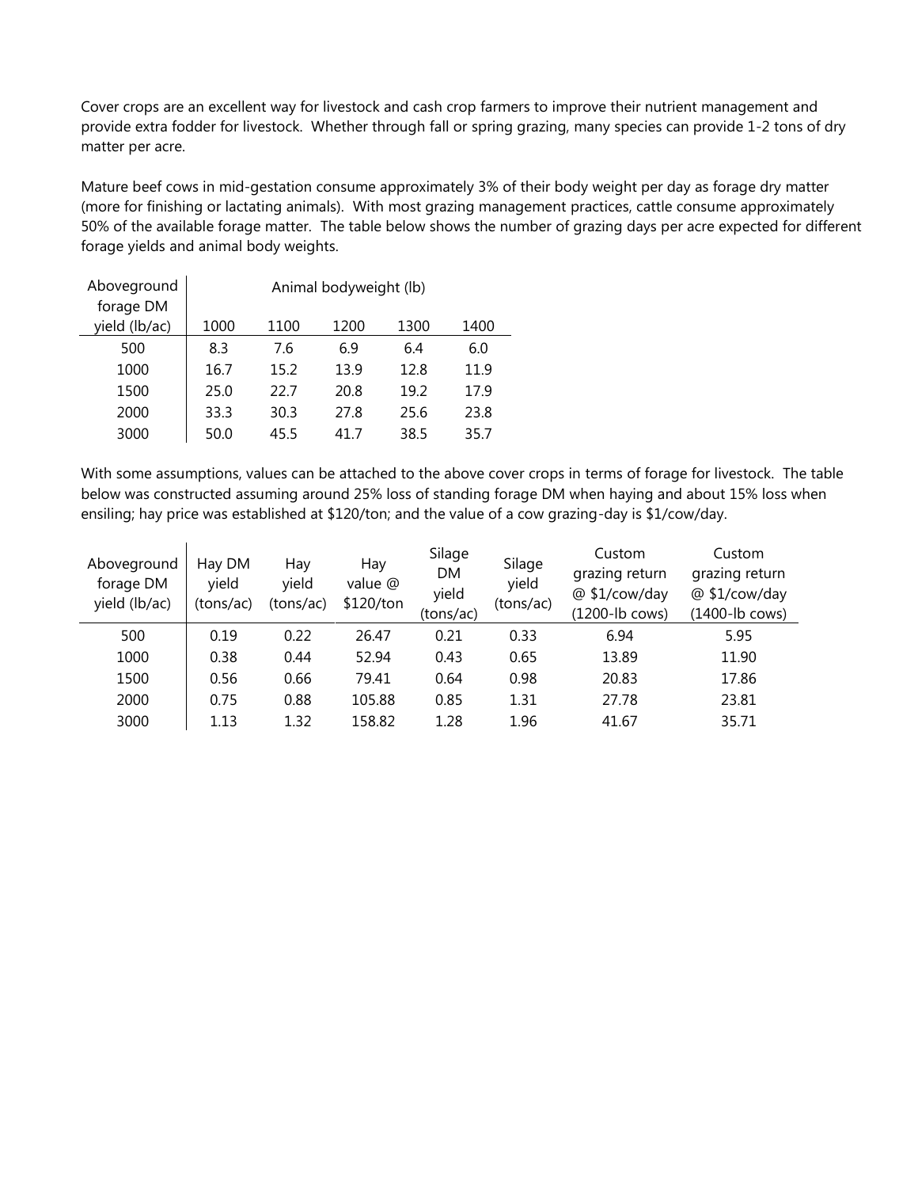Cover crops are an excellent way for livestock and cash crop farmers to improve their nutrient management and provide extra fodder for livestock. Whether through fall or spring grazing, many species can provide 1-2 tons of dry matter per acre.

Mature beef cows in mid-gestation consume approximately 3% of their body weight per day as forage dry matter (more for finishing or lactating animals). With most grazing management practices, cattle consume approximately 50% of the available forage matter. The table below shows the number of grazing days per acre expected for different forage yields and animal body weights.

| Aboveground forage DM yield (lb/ac) | Animal bodyweight (lb) | | | | |
|---|---|---|---|---|---|
| | 1000 | 1100 | 1200 | 1300 | 1400 |
| 500 | 8.3 | 7.6 | 6.9 | 6.4 | 6.0 |
| 1000 | 16.7 | 15.2 | 13.9 | 12.8 | 11.9 |
| 1500 | 25.0 | 22.7 | 20.8 | 19.2 | 17.9 |
| 2000 | 33.3 | 30.3 | 27.8 | 25.6 | 23.8 |
| 3000 | 50.0 | 45.5 | 41.7 | 38.5 | 35.7 |

With some assumptions, values can be attached to the above cover crops in terms of forage for livestock. The table below was constructed assuming around 25% loss of standing forage DM when haying and about 15% loss when ensiling; hay price was established at $120/ton; and the value of a cow grazing-day is $1/cow/day.

| Aboveground forage DM yield (lb/ac) | Hay DM yield (tons/ac) | Hay yield (tons/ac) | Hay value @ $120/ton | Silage DM yield (tons/ac) | Silage yield (tons/ac) | Custom grazing return @ $1/cow/day (1200-lb cows) | Custom grazing return @ $1/cow/day (1400-lb cows) |
|---|---|---|---|---|---|---|---|
| 500 | 0.19 | 0.22 | 26.47 | 0.21 | 0.33 | 6.94 | 5.95 |
| 1000 | 0.38 | 0.44 | 52.94 | 0.43 | 0.65 | 13.89 | 11.90 |
| 1500 | 0.56 | 0.66 | 79.41 | 0.64 | 0.98 | 20.83 | 17.86 |
| 2000 | 0.75 | 0.88 | 105.88 | 0.85 | 1.31 | 27.78 | 23.81 |
| 3000 | 1.13 | 1.32 | 158.82 | 1.28 | 1.96 | 41.67 | 35.71 |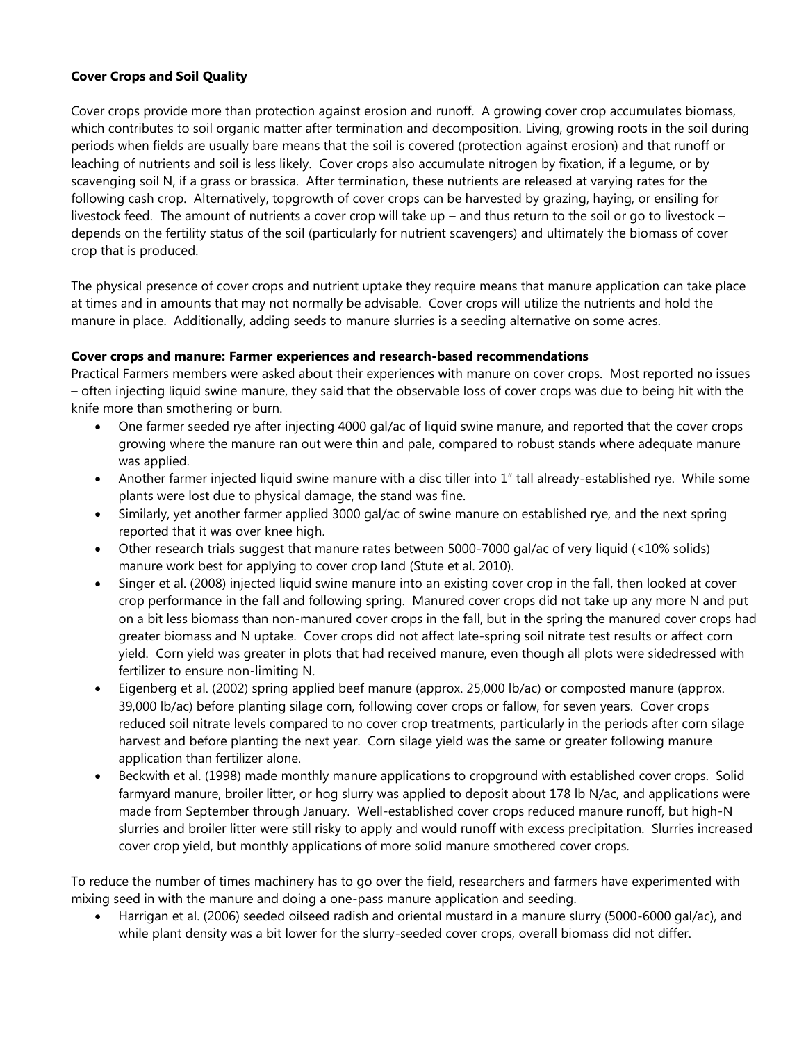**Cover Crops and Soil Quality**

Cover crops provide more than protection against erosion and runoff. A growing cover crop accumulates biomass, which contributes to soil organic matter after termination and decomposition. Living, growing roots in the soil during periods when fields are usually bare means that the soil is covered (protection against erosion) and that runoff or leaching of nutrients and soil is less likely. Cover crops also accumulate nitrogen by fixation, if a legume, or by scavenging soil N, if a grass or brassica. After termination, these nutrients are released at varying rates for the following cash crop. Alternatively, topgrowth of cover crops can be harvested by grazing, haying, or ensiling for livestock feed. The amount of nutrients a cover crop will take up – and thus return to the soil or go to livestock – depends on the fertility status of the soil (particularly for nutrient scavengers) and ultimately the biomass of cover crop that is produced.

The physical presence of cover crops and nutrient uptake they require means that manure application can take place at times and in amounts that may not normally be advisable. Cover crops will utilize the nutrients and hold the manure in place. Additionally, adding seeds to manure slurries is a seeding alternative on some acres.

**Cover crops and manure: Farmer experiences and research-based recommendations**

Practical Farmers members were asked about their experiences with manure on cover crops. Most reported no issues – often injecting liquid swine manure, they said that the observable loss of cover crops was due to being hit with the knife more than smothering or burn.

- One farmer seeded rye after injecting 4000 gal/ac of liquid swine manure, and reported that the cover crops growing where the manure ran out were thin and pale, compared to robust stands where adequate manure was applied.
- Another farmer injected liquid swine manure with a disc tiller into 1" tall already-established rye. While some plants were lost due to physical damage, the stand was fine.
- Similarly, yet another farmer applied 3000 gal/ac of swine manure on established rye, and the next spring reported that it was over knee high.
- Other research trials suggest that manure rates between 5000-7000 gal/ac of very liquid (<10% solids) manure work best for applying to cover crop land (Stute et al. 2010).
- Singer et al. (2008) injected liquid swine manure into an existing cover crop in the fall, then looked at cover crop performance in the fall and following spring. Manured cover crops did not take up any more N and put on a bit less biomass than non-manured cover crops in the fall, but in the spring the manured cover crops had greater biomass and N uptake. Cover crops did not affect late-spring soil nitrate test results or affect corn yield. Corn yield was greater in plots that had received manure, even though all plots were sidedressed with fertilizer to ensure non-limiting N.
- Eigenberg et al. (2002) spring applied beef manure (approx. 25,000 lb/ac) or composted manure (approx. 39,000 lb/ac) before planting silage corn, following cover crops or fallow, for seven years. Cover crops reduced soil nitrate levels compared to no cover crop treatments, particularly in the periods after corn silage harvest and before planting the next year. Corn silage yield was the same or greater following manure application than fertilizer alone.
- Beckwith et al. (1998) made monthly manure applications to cropground with established cover crops. Solid farmyard manure, broiler litter, or hog slurry was applied to deposit about 178 lb N/ac, and applications were made from September through January. Well-established cover crops reduced manure runoff, but high-N slurries and broiler litter were still risky to apply and would runoff with excess precipitation. Slurries increased cover crop yield, but monthly applications of more solid manure smothered cover crops.

To reduce the number of times machinery has to go over the field, researchers and farmers have experimented with mixing seed in with the manure and doing a one-pass manure application and seeding.

- Harrigan et al. (2006) seeded oilseed radish and oriental mustard in a manure slurry (5000-6000 gal/ac), and while plant density was a bit lower for the slurry-seeded cover crops, overall biomass did not differ.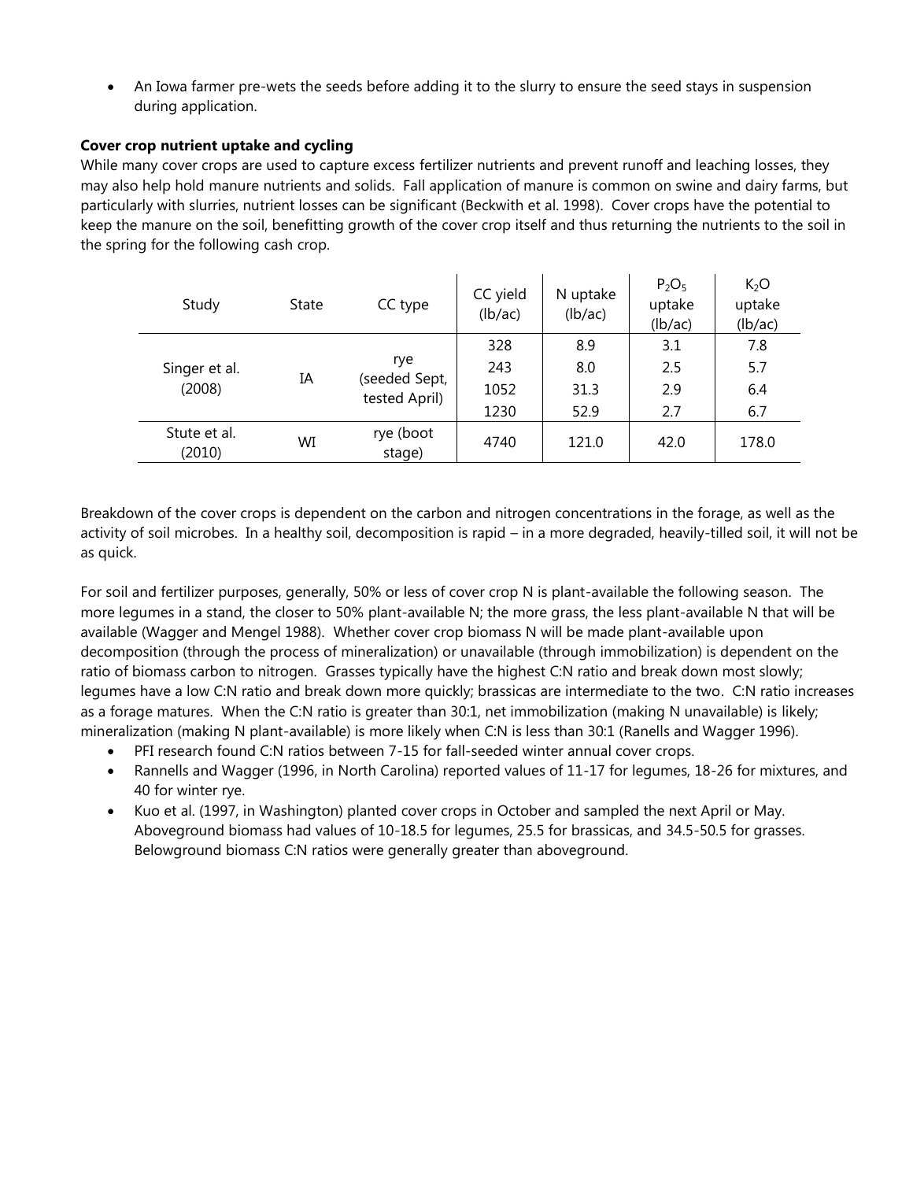- An Iowa farmer pre-wets the seeds before adding it to the slurry to ensure the seed stays in suspension during application.

**Cover crop nutrient uptake and cycling**

While many cover crops are used to capture excess fertilizer nutrients and prevent runoff and leaching losses, they may also help hold manure nutrients and solids. Fall application of manure is common on swine and dairy farms, but particularly with slurries, nutrient losses can be significant (Beckwith et al. 1998). Cover crops have the potential to keep the manure on the soil, benefitting growth of the cover crop itself and thus returning the nutrients to the soil in the spring for the following cash crop.

| Study | State | CC type | CC yield (lb/ac) | N uptake (lb/ac) | $P_2O_5$ uptake (lb/ac) | $K_2O$ uptake (lb/ac) |
|---|---|---|---|---|---|---|
| Singer et al. (2008) | IA | rye (seeded Sept, tested April) | 328 | 8.9 | 3.1 | 7.8 |
| | | | 243 | 8.0 | 2.5 | 5.7 |
| | | | 1052 | 31.3 | 2.9 | 6.4 |
| | | | 1230 | 52.9 | 2.7 | 6.7 |
| Stute et al. (2010) | WI | rye (boot stage) | 4740 | 121.0 | 42.0 | 178.0 |

Breakdown of the cover crops is dependent on the carbon and nitrogen concentrations in the forage, as well as the activity of soil microbes. In a healthy soil, decomposition is rapid – in a more degraded, heavily-tilled soil, it will not be as quick.

For soil and fertilizer purposes, generally, 50% or less of cover crop N is plant-available the following season. The more legumes in a stand, the closer to 50% plant-available N; the more grass, the less plant-available N that will be available (Wagger and Mengel 1988). Whether cover crop biomass N will be made plant-available upon decomposition (through the process of mineralization) or unavailable (through immobilization) is dependent on the ratio of biomass carbon to nitrogen. Grasses typically have the highest C:N ratio and break down most slowly; legumes have a low C:N ratio and break down more quickly; brassicas are intermediate to the two. C:N ratio increases as a forage matures. When the C:N ratio is greater than 30:1, net immobilization (making N unavailable) is likely; mineralization (making N plant-available) is more likely when C:N is less than 30:1 (Ranells and Wagger 1996).

- PFI research found C:N ratios between 7-15 for fall-seeded winter annual cover crops.
- Rannells and Wagger (1996, in North Carolina) reported values of 11-17 for legumes, 18-26 for mixtures, and 40 for winter rye.
- Kuo et al. (1997, in Washington) planted cover crops in October and sampled the next April or May. Aboveground biomass had values of 10-18.5 for legumes, 25.5 for brassicas, and 34.5-50.5 for grasses. Belowground biomass C:N ratios were generally greater than aboveground.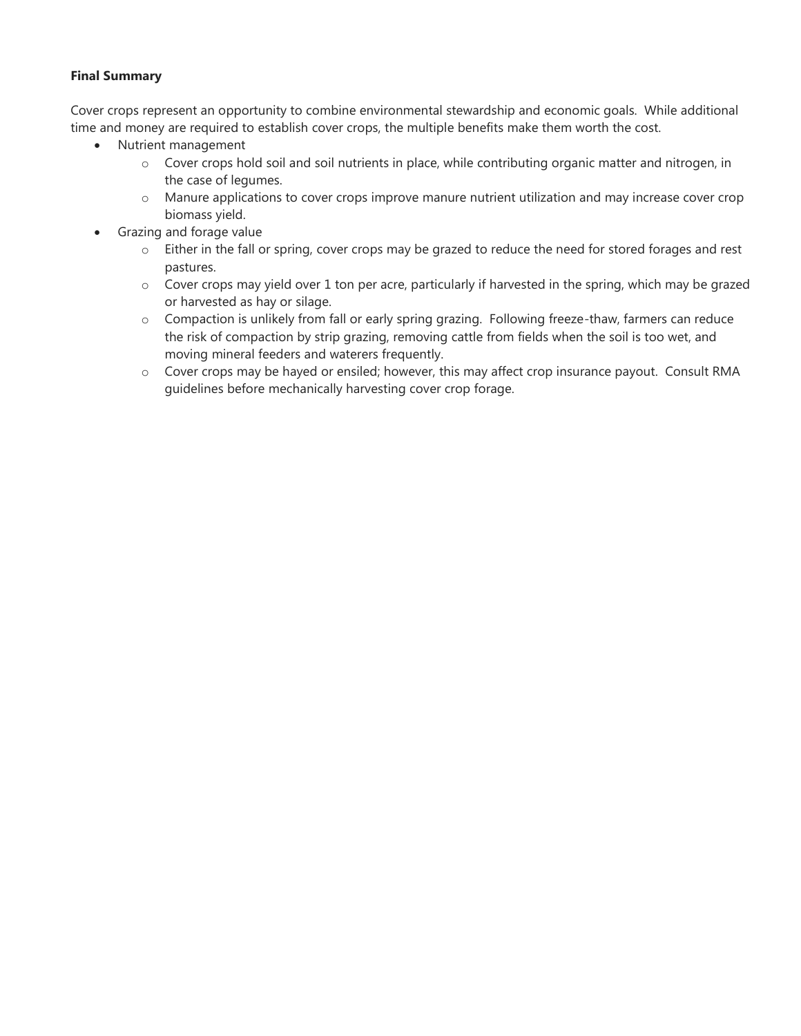**Final Summary**

Cover crops represent an opportunity to combine environmental stewardship and economic goals. While additional time and money are required to establish cover crops, the multiple benefits make them worth the cost.

- Nutrient management
    - Cover crops hold soil and soil nutrients in place, while contributing organic matter and nitrogen, in the case of legumes.
    - Manure applications to cover crops improve manure nutrient utilization and may increase cover crop biomass yield.
- Grazing and forage value
    - Either in the fall or spring, cover crops may be grazed to reduce the need for stored forages and rest pastures.
    - Cover crops may yield over 1 ton per acre, particularly if harvested in the spring, which may be grazed or harvested as hay or silage.
    - Compaction is unlikely from fall or early spring grazing. Following freeze-thaw, farmers can reduce the risk of compaction by strip grazing, removing cattle from fields when the soil is too wet, and moving mineral feeders and waterers frequently.
    - Cover crops may be hayed or ensiled; however, this may affect crop insurance payout. Consult RMA guidelines before mechanically harvesting cover crop forage.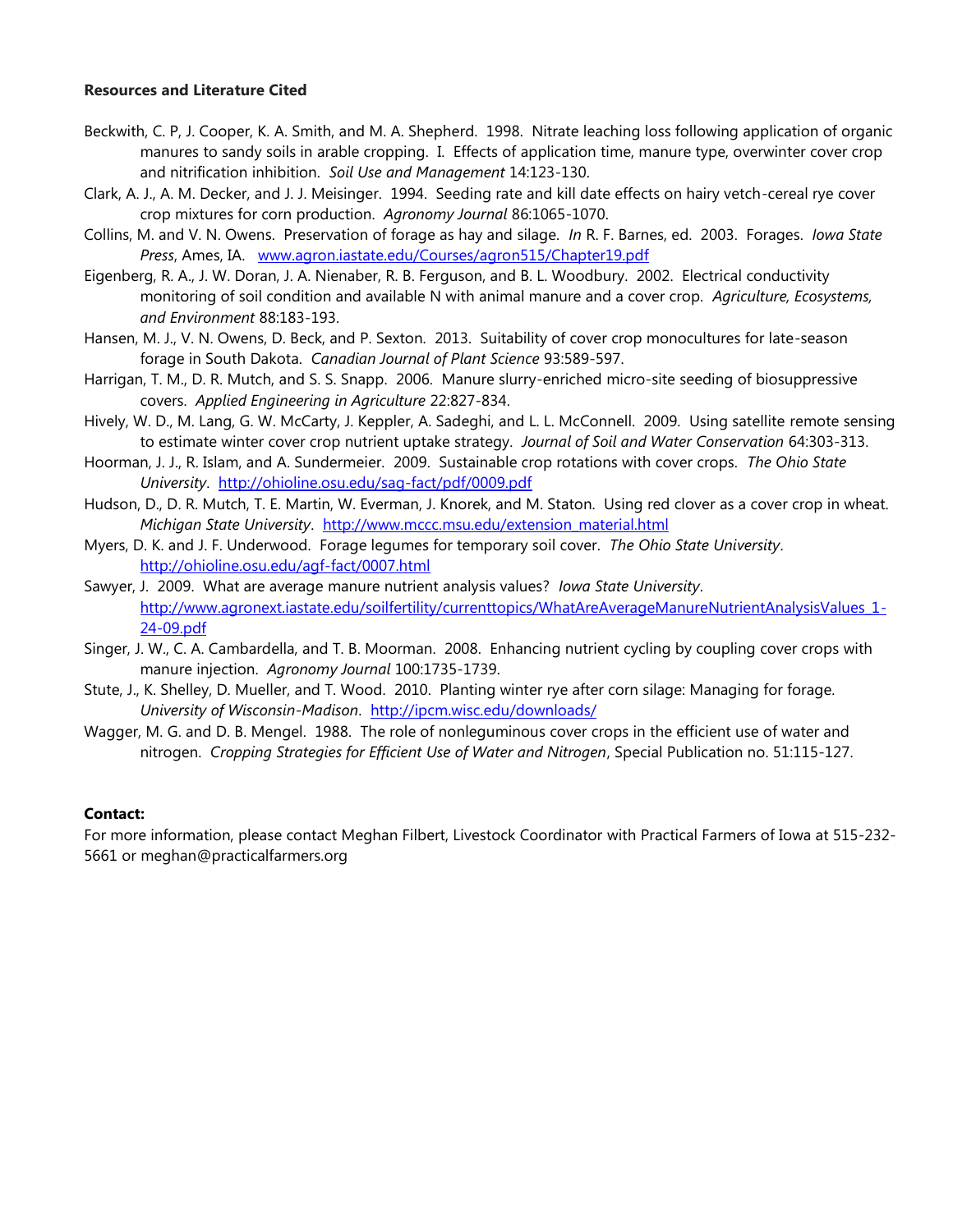**Resources and Literature Cited**

Beckwith, C. P, J. Cooper, K. A. Smith, and M. A. Shepherd. 1998. Nitrate leaching loss following application of organic manures to sandy soils in arable cropping. I. Effects of application time, manure type, overwinter cover crop and nitrification inhibition. *Soil Use and Management* 14:123-130.

Clark, A. J., A. M. Decker, and J. J. Meisinger. 1994. Seeding rate and kill date effects on hairy vetch-cereal rye cover crop mixtures for corn production. *Agronomy Journal* 86:1065-1070.

Collins, M. and V. N. Owens. Preservation of forage as hay and silage. *In* R. F. Barnes, ed. 2003. Forages. *Iowa State Press*, Ames, IA. www.agron.iastate.edu/Courses/agron515/Chapter19.pdf

Eigenberg, R. A., J. W. Doran, J. A. Nienaber, R. B. Ferguson, and B. L. Woodbury. 2002. Electrical conductivity monitoring of soil condition and available N with animal manure and a cover crop. *Agriculture, Ecosystems, and Environment* 88:183-193.

Hansen, M. J., V. N. Owens, D. Beck, and P. Sexton. 2013. Suitability of cover crop monocultures for late-season forage in South Dakota. *Canadian Journal of Plant Science* 93:589-597.

Harrigan, T. M., D. R. Mutch, and S. S. Snapp. 2006. Manure slurry-enriched micro-site seeding of biosuppressive covers. *Applied Engineering in Agriculture* 22:827-834.

Hively, W. D., M. Lang, G. W. McCarty, J. Keppler, A. Sadeghi, and L. L. McConnell. 2009. Using satellite remote sensing to estimate winter cover crop nutrient uptake strategy. *Journal of Soil and Water Conservation* 64:303-313.

Hoorman, J. J., R. Islam, and A. Sundermeier. 2009. Sustainable crop rotations with cover crops. *The Ohio State University*. http://ohioline.osu.edu/sag-fact/pdf/0009.pdf

Hudson, D., D. R. Mutch, T. E. Martin, W. Everman, J. Knorek, and M. Staton. Using red clover as a cover crop in wheat. *Michigan State University*. http://www.mccc.msu.edu/extension_material.html

Myers, D. K. and J. F. Underwood. Forage legumes for temporary soil cover. *The Ohio State University*. http://ohioline.osu.edu/agf-fact/0007.html

Sawyer, J. 2009. What are average manure nutrient analysis values? *Iowa State University*. http://www.agronext.iastate.edu/soilfertility/currenttopics/WhatAreAverageManureNutrientAnalysisValues_1-24-09.pdf

Singer, J. W., C. A. Cambardella, and T. B. Moorman. 2008. Enhancing nutrient cycling by coupling cover crops with manure injection. *Agronomy Journal* 100:1735-1739.

Stute, J., K. Shelley, D. Mueller, and T. Wood. 2010. Planting winter rye after corn silage: Managing for forage. *University of Wisconsin-Madison*. http://ipcm.wisc.edu/downloads/

Wagger, M. G. and D. B. Mengel. 1988. The role of nonleguminous cover crops in the efficient use of water and nitrogen. *Cropping Strategies for Efficient Use of Water and Nitrogen*, Special Publication no. 51:115-127.

**Contact:**

For more information, please contact Meghan Filbert, Livestock Coordinator with Practical Farmers of Iowa at 515-232-5661 or meghan@practicalfarmers.org